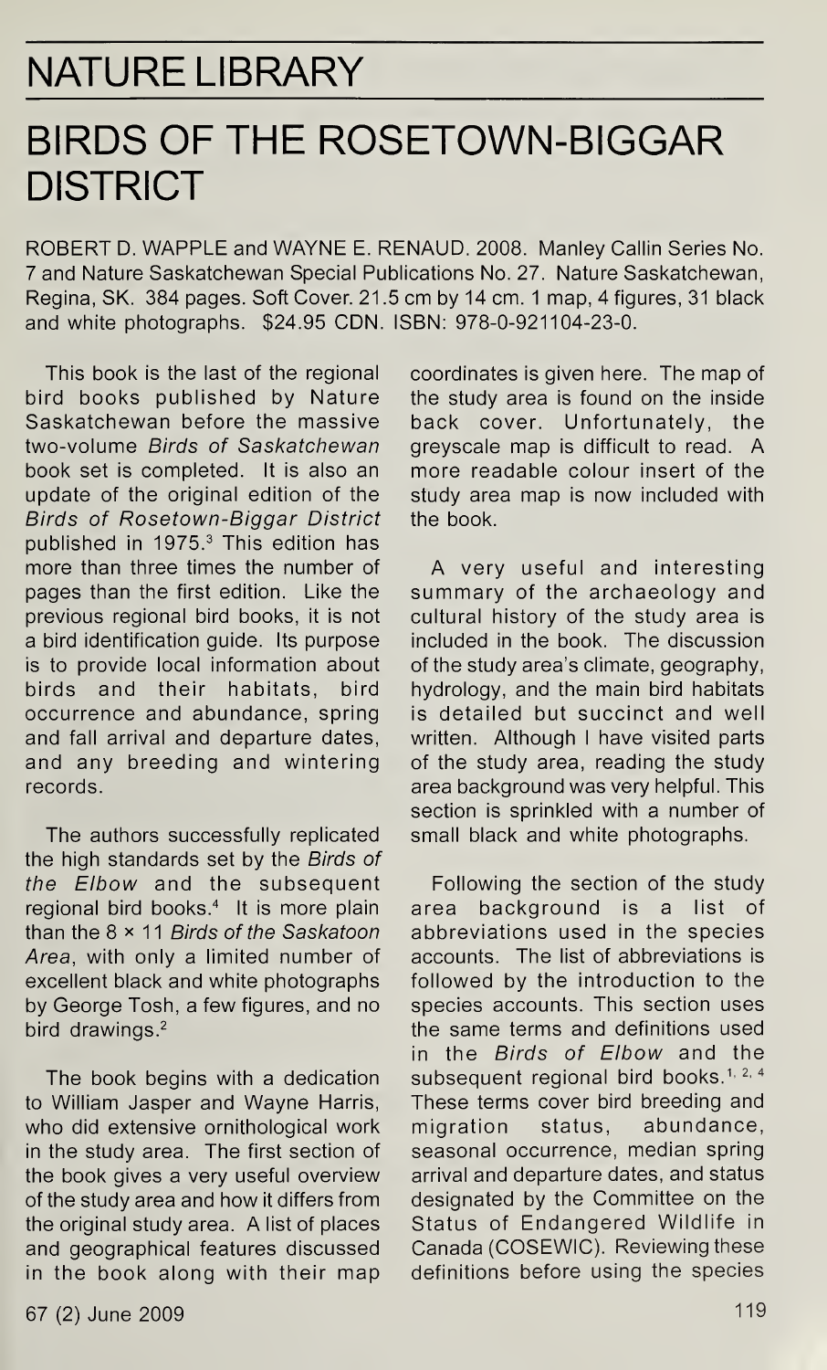# NATURE LIBRARY

## BIRDS OF THE ROSETOWN-BIGGAR DISTRICT

ROBERT D. WAPPLE and WAYNE E. RENAUD. 2008. Manley Callin Series No. 7 and Nature Saskatchewan Special Publications No. 27. Nature Saskatchewan, Regina, SK. 384 pages. Soft Cover. 21.5 cm by 14 cm. 1 map, 4 figures, 31 black and white photographs. $24.95 CDN. ISBN: 978-0-921104-23-0.

This book is the last of the regional bird books published by Nature Saskatchewan before the massive two-volume *Birds of Saskatchewan* book set is completed. It is also an update of the original edition of the *Birds of Rosetown-Biggar District* published in 1975.[3] This edition has more than three times the number of pages than the first edition. Like the previous regional bird books, it is not a bird identification guide. Its purpose is to provide local information about birds and their habitats, bird occurrence and abundance, spring and fall arrival and departure dates, and any breeding and wintering records.

The authors successfully replicated the high standards set by the *Birds of the Elbow* and the subsequent regional bird books.[4] It is more plain than the 8 × 11 *Birds of the Saskatoon Area*, with only a limited number of excellent black and white photographs by George Tosh, a few figures, and no bird drawings.[2]

The book begins with a dedication to William Jasper and Wayne Harris, who did extensive ornithological work in the study area. The first section of the book gives a very useful overview of the study area and how it differs from the original study area. A list of places and geographical features discussed in the book along with their map coordinates is given here. The map of the study area is found on the inside back cover. Unfortunately, the greyscale map is difficult to read. A more readable colour insert of the study area map is now included with the book.

A very useful and interesting summary of the archaeology and cultural history of the study area is included in the book. The discussion of the study area's climate, geography, hydrology, and the main bird habitats is detailed but succinct and well written. Although I have visited parts of the study area, reading the study area background was very helpful. This section is sprinkled with a number of small black and white photographs.

Following the section of the study area background is a list of abbreviations used in the species accounts. The list of abbreviations is followed by the introduction to the species accounts. This section uses the same terms and definitions used in the *Birds of Elbow* and the subsequent regional bird books.[1, 2, 4] These terms cover bird breeding and migration status, abundance, seasonal occurrence, median spring arrival and departure dates, and status designated by the Committee on the Status of Endangered Wildlife in Canada (COSEWIC). Reviewing these definitions before using the species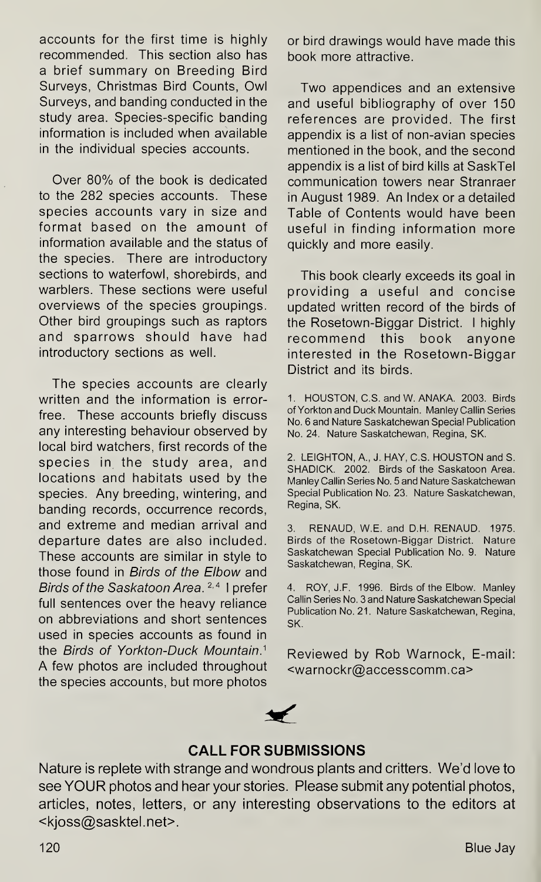accounts for the first time is highly recommended. This section also has a brief summary on Breeding Bird Surveys, Christmas Bird Counts, Owl Surveys, and banding conducted in the study area. Species-specific banding information is included when available in the individual species accounts.

Over 80% of the book is dedicated to the 282 species accounts. These species accounts vary in size and format based on the amount of information available and the status of the species. There are introductory sections to waterfowl, shorebirds, and warblers. These sections were useful overviews of the species groupings. Other bird groupings such as raptors and sparrows should have had introductory sections as well.

The species accounts are clearly written and the information is error-free. These accounts briefly discuss any interesting behaviour observed by local bird watchers, first records of the species in the study area, and locations and habitats used by the species. Any breeding, wintering, and banding records, occurrence records, and extreme and median arrival and departure dates are also included. These accounts are similar in style to those found in *Birds of the Elbow* and *Birds of the Saskatoon Area*.[2,4] I prefer full sentences over the heavy reliance on abbreviations and short sentences used in species accounts as found in the *Birds of Yorkton-Duck Mountain*.[1] A few photos are included throughout the species accounts, but more photos or bird drawings would have made this book more attractive.

Two appendices and an extensive and useful bibliography of over 150 references are provided. The first appendix is a list of non-avian species mentioned in the book, and the second appendix is a list of bird kills at SaskTel communication towers near Stranraer in August 1989. An Index or a detailed Table of Contents would have been useful in finding information more quickly and more easily.

This book clearly exceeds its goal in providing a useful and concise updated written record of the birds of the Rosetown-Biggar District. I highly recommend this book anyone interested in the Rosetown-Biggar District and its birds.

1. HOUSTON, C.S. and W. ANAKA. 2003. Birds of Yorkton and Duck Mountain. Manley Callin Series No. 6 and Nature Saskatchewan Special Publication No. 24. Nature Saskatchewan, Regina, SK.

2. LEIGHTON, A., J. HAY, C.S. HOUSTON and S. SHADICK. 2002. Birds of the Saskatoon Area. Manley Callin Series No. 5 and Nature Saskatchewan Special Publication No. 23. Nature Saskatchewan, Regina, SK.

3. RENAUD, W.E. and D.H. RENAUD. 1975. Birds of the Rosetown-Biggar District. Nature Saskatchewan Special Publication No. 9. Nature Saskatchewan, Regina, SK.

4. ROY, J.F. 1996. Birds of the Elbow. Manley Callin Series No. 3 and Nature Saskatchewan Special Publication No. 21. Nature Saskatchewan, Regina, SK.

Reviewed by Rob Warnock, E-mail: <warnockr@accesscomm.ca>

## CALL FOR SUBMISSIONS

Nature is replete with strange and wondrous plants and critters. We'd love to see YOUR photos and hear your stories. Please submit any potential photos, articles, notes, letters, or any interesting observations to the editors at <kjoss@sasktel.net>.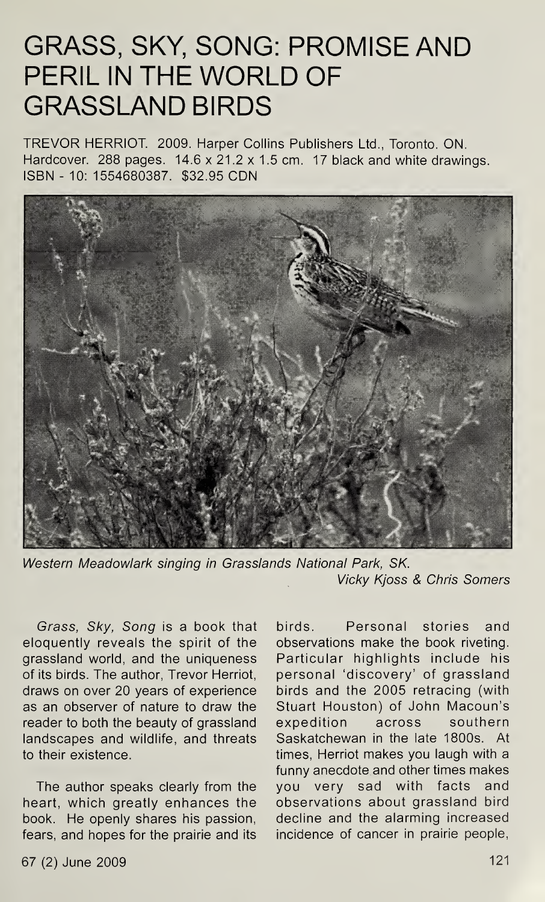# GRASS, SKY, SONG: PROMISE AND PERIL IN THE WORLD OF GRASSLAND BIRDS

TREVOR HERRIOT. 2009. Harper Collins Publishers Ltd., Toronto. ON. Hardcover. 288 pages. 14.6 x 21.2 x 1.5 cm. 17 black and white drawings. ISBN - 10: 1554680387. $32.95 CDN

*Western Meadowlark singing in Grasslands National Park, SK.*
*Vicky Kjoss & Chris Somers*

*Grass, Sky, Song* is a book that eloquently reveals the spirit of the grassland world, and the uniqueness of its birds. The author, Trevor Herriot, draws on over 20 years of experience as an observer of nature to draw the reader to both the beauty of grassland landscapes and wildlife, and threats to their existence.

The author speaks clearly from the heart, which greatly enhances the book. He openly shares his passion, fears, and hopes for the prairie and its birds. Personal stories and observations make the book riveting. Particular highlights include his personal 'discovery' of grassland birds and the 2005 retracing (with Stuart Houston) of John Macoun's expedition across southern Saskatchewan in the late 1800s. At times, Herriot makes you laugh with a funny anecdote and other times makes you very sad with facts and observations about grassland bird decline and the alarming increased incidence of cancer in prairie people,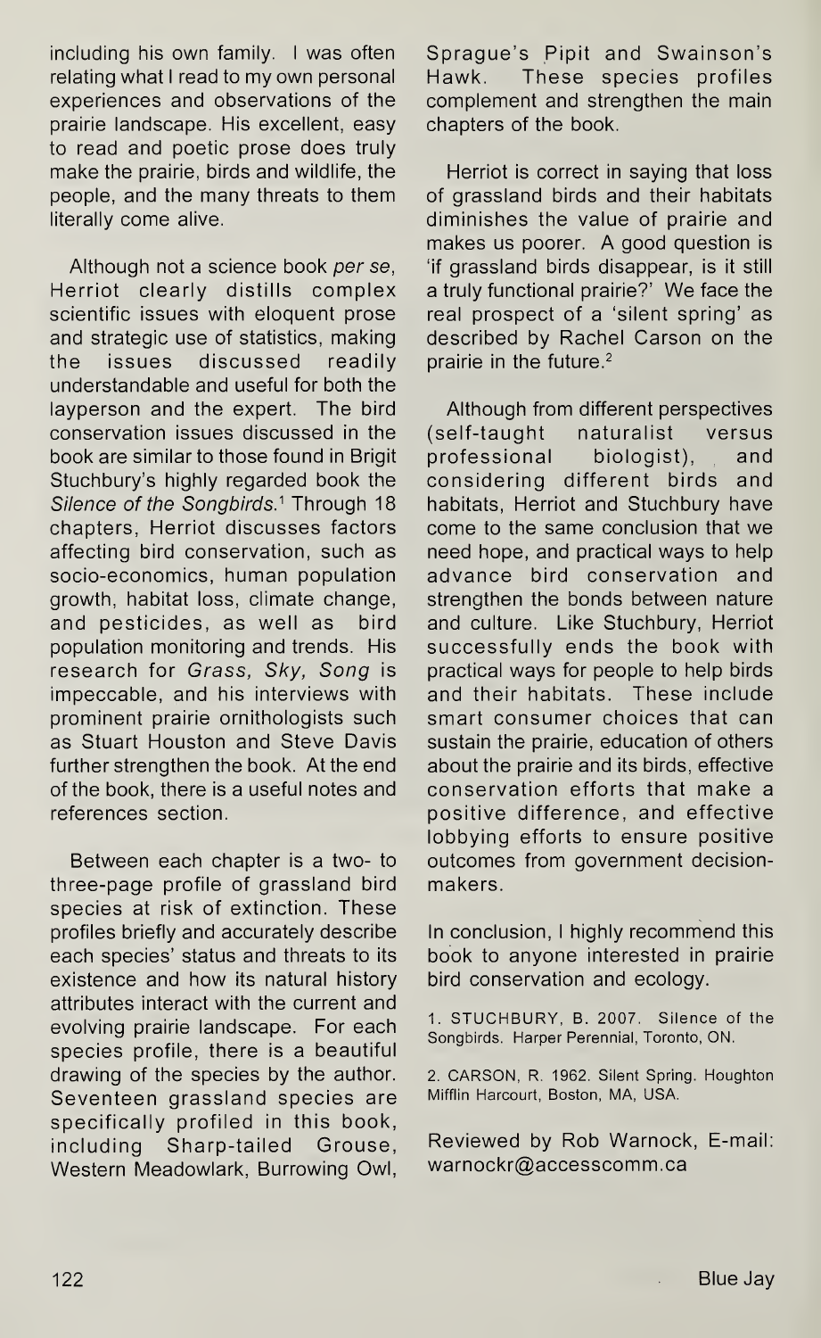including his own family. I was often relating what I read to my own personal experiences and observations of the prairie landscape. His excellent, easy to read and poetic prose does truly make the prairie, birds and wildlife, the people, and the many threats to them literally come alive.

Although not a science book *per se*, Herriot clearly distills complex scientific issues with eloquent prose and strategic use of statistics, making the issues discussed readily understandable and useful for both the layperson and the expert. The bird conservation issues discussed in the book are similar to those found in Brigit Stuchbury's highly regarded book the *Silence of the Songbirds*.[1] Through 18 chapters, Herriot discusses factors affecting bird conservation, such as socio-economics, human population growth, habitat loss, climate change, and pesticides, as well as bird population monitoring and trends. His research for *Grass, Sky, Song* is impeccable, and his interviews with prominent prairie ornithologists such as Stuart Houston and Steve Davis further strengthen the book. At the end of the book, there is a useful notes and references section.

Between each chapter is a two- to three-page profile of grassland bird species at risk of extinction. These profiles briefly and accurately describe each species' status and threats to its existence and how its natural history attributes interact with the current and evolving prairie landscape. For each species profile, there is a beautiful drawing of the species by the author. Seventeen grassland species are specifically profiled in this book, including Sharp-tailed Grouse, Western Meadowlark, Burrowing Owl, Sprague's Pipit and Swainson's Hawk. These species profiles complement and strengthen the main chapters of the book.

Herriot is correct in saying that loss of grassland birds and their habitats diminishes the value of prairie and makes us poorer. A good question is 'if grassland birds disappear, is it still a truly functional prairie?' We face the real prospect of a 'silent spring' as described by Rachel Carson on the prairie in the future.[2]

Although from different perspectives (self-taught naturalist versus professional biologist), and considering different birds and habitats, Herriot and Stuchbury have come to the same conclusion that we need hope, and practical ways to help advance bird conservation and strengthen the bonds between nature and culture. Like Stuchbury, Herriot successfully ends the book with practical ways for people to help birds and their habitats. These include smart consumer choices that can sustain the prairie, education of others about the prairie and its birds, effective conservation efforts that make a positive difference, and effective lobbying efforts to ensure positive outcomes from government decision-makers.

In conclusion, I highly recommend this book to anyone interested in prairie bird conservation and ecology.

1. STUCHBURY, B. 2007. Silence of the Songbirds. Harper Perennial, Toronto, ON.

2. CARSON, R. 1962. Silent Spring. Houghton Mifflin Harcourt, Boston, MA, USA.

Reviewed by Rob Warnock, E-mail: warnockr@accesscomm.ca